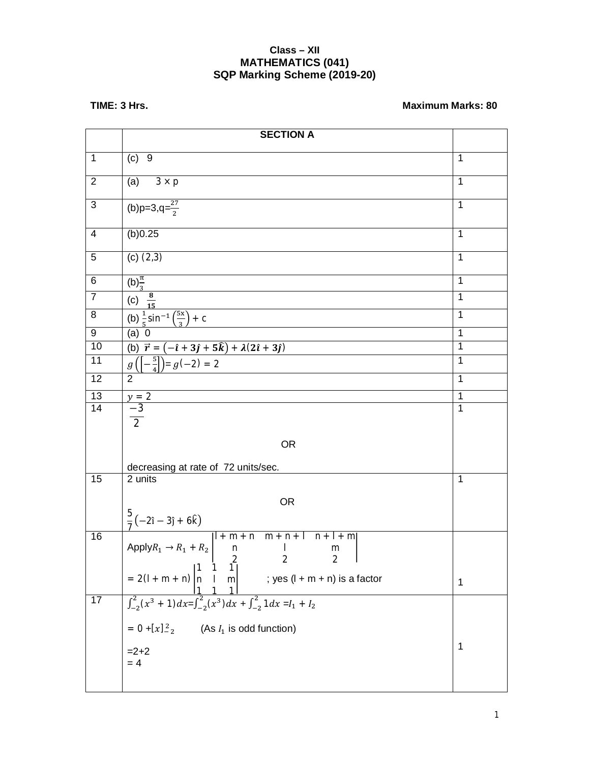**Class – XII**
**MATHEMATICS (041)**
**SQP Marking Scheme (2019-20)**

**TIME: 3 Hrs.** **Maximum Marks: 80**

| | SECTION A | |
|---|---|---|
| 1 | (c) 9 | 1 |
| 2 | (a) $3 \times p$ | 1 |
| 3 | (b) $p=3, q=\frac{27}{2}$ | 1 |
| 4 | (b) 0.25 | 1 |
| 5 | (c) (2,3) | 1 |
| 6 | (b) $\frac{\pi}{3}$ | 1 |
| 7 | (c) $\frac{8}{15}$ | 1 |
| 8 | (b) $\frac{1}{5}\sin^{-1}\left(\frac{5x}{3}\right) + c$ | 1 |
| 9 | (a) 0 | 1 |
| 10 | (b) $\vec{r} = \left(-\hat{\imath} + 3\hat{\jmath} + 5\hat{k}\right) + \lambda(2\hat{\imath} + 3\hat{\jmath})$ | 1 |
| 11 | $g\left(\left[-\frac{5}{4}\right]\right) = g(-2) = 2$ | 1 |
| 12 | 2 | 1 |
| 13 | $y = 2$ | 1 |
| 14 | $\frac{-3}{2}$ <br> OR <br> decreasing at rate of 72 units/sec. | 1 |
| 15 | 2 units <br> OR <br> $\frac{5}{7}\left(-2\hat{\imath} - 3\hat{\jmath} + 6\hat{k}\right)$ | 1 |
| 16 | Apply $R_1 \to R_1 + R_2$ $\begin{vmatrix} l+m+n & m+n+l & n+l+m \\ n & l & m \\ 2 & 2 & 2 \end{vmatrix}$ <br> $= 2(l+m+n)\begin{vmatrix} 1 & 1 & 1 \\ n & l & m \\ 1 & 1 & 1 \end{vmatrix}$ ; yes $(l + m + n)$ is a factor | 1 |
| 17 | $\int_{-2}^{2}(x^3+1)\,dx = \int_{-2}^{2}(x^3)\,dx + \int_{-2}^{2} 1\,dx = I_1 + I_2$ <br> $= 0 + [x]_{-2}^{2}$ (As $I_1$ is odd function) <br> $=2+2$ <br> $= 4$ | 1 |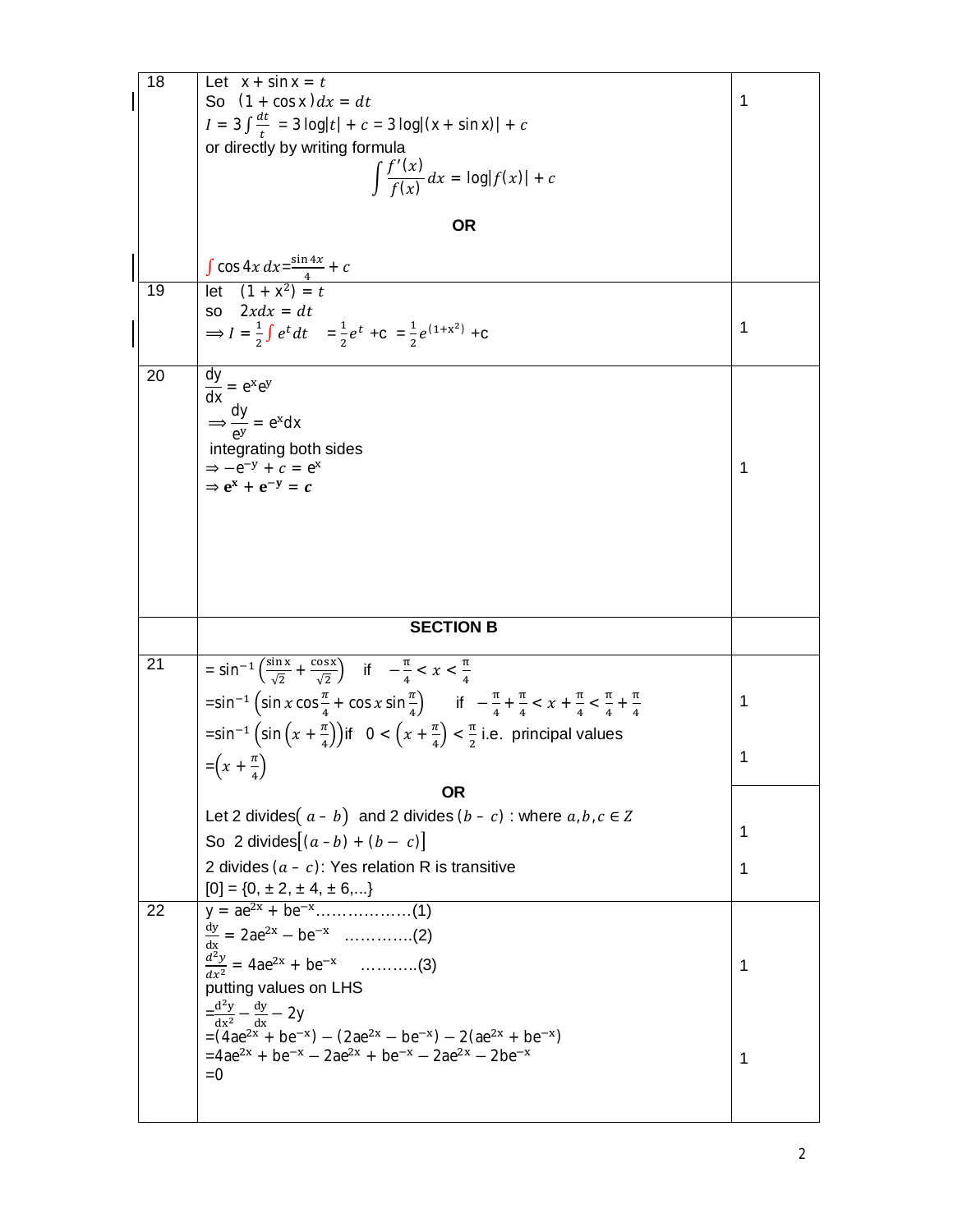| Q | Solution | Marks |
|---|---|---|
| 18 | Let $x + \sin x = t$<br>So $(1 + \cos x)dx = dt$<br>$I = 3\int \frac{dt}{t} = 3\log\lvert t\rvert + c = 3\log\lvert(x + \sin x)\rvert + c$<br>or directly by writing formula<br>$$\int \frac{f'(x)}{f(x)}dx = \log\lvert f(x)\rvert + c$$<br>**OR**<br>$\int \cos 4x\, dx = \frac{\sin 4x}{4} + c$ | 1 |
| 19 | let $(1 + x^2) = t$<br>so $2xdx = dt$<br>$\Longrightarrow I = \frac{1}{2}\int e^t dt = \frac{1}{2}e^t + c = \frac{1}{2}e^{(1+x^2)} + c$ | 1 |
| 20 | $\frac{dy}{dx} = e^x e^y$<br>$\Longrightarrow \frac{dy}{e^y} = e^x dx$<br>integrating both sides<br>$\Rightarrow -e^{-y} + c = e^x$<br>$\Rightarrow \mathbf{e^x + e^{-y} = c}$ | 1 |
| | **SECTION B** | |
| 21 | $= \sin^{-1}\left(\frac{\sin x}{\sqrt{2}} + \frac{\cos x}{\sqrt{2}}\right)$ if $-\frac{\pi}{4} < x < \frac{\pi}{4}$<br>$= \sin^{-1}\left(\sin x \cos\frac{\pi}{4} + \cos x \sin\frac{\pi}{4}\right)$ if $-\frac{\pi}{4} + \frac{\pi}{4} < x + \frac{\pi}{4} < \frac{\pi}{4} + \frac{\pi}{4}$<br>$= \sin^{-1}\left(\sin\left(x + \frac{\pi}{4}\right)\right)$ if $0 < \left(x + \frac{\pi}{4}\right) < \frac{\pi}{2}$ i.e. principal values<br>$= \left(x + \frac{\pi}{4}\right)$ | 1<br>1 |
| | **OR**<br>Let 2 divides $(a - b)$ and 2 divides $(b - c)$ : where $a, b, c \in Z$<br>So 2 divides$[(a - b) + (b - c)]$<br>2 divides $(a - c)$: Yes relation R is transitive<br>$[0] = \{0, \pm 2, \pm 4, \pm 6, ...\}$ | 1<br>1 |
| 22 | $y = ae^{2x} + be^{-x}$………………(1)<br>$\frac{dy}{dx} = 2ae^{2x} - be^{-x}$ ………….(2)<br>$\frac{d^2y}{dx^2} = 4ae^{2x} + be^{-x}$ ……….(3)<br>putting values on LHS<br>$= \frac{d^2y}{dx^2} - \frac{dy}{dx} - 2y$<br>$= (4ae^{2x} + be^{-x}) - (2ae^{2x} - be^{-x}) - 2(ae^{2x} + be^{-x})$<br>$= 4ae^{2x} + be^{-x} - 2ae^{2x} + be^{-x} - 2ae^{2x} - 2be^{-x}$<br>$= 0$ | 1<br>1 |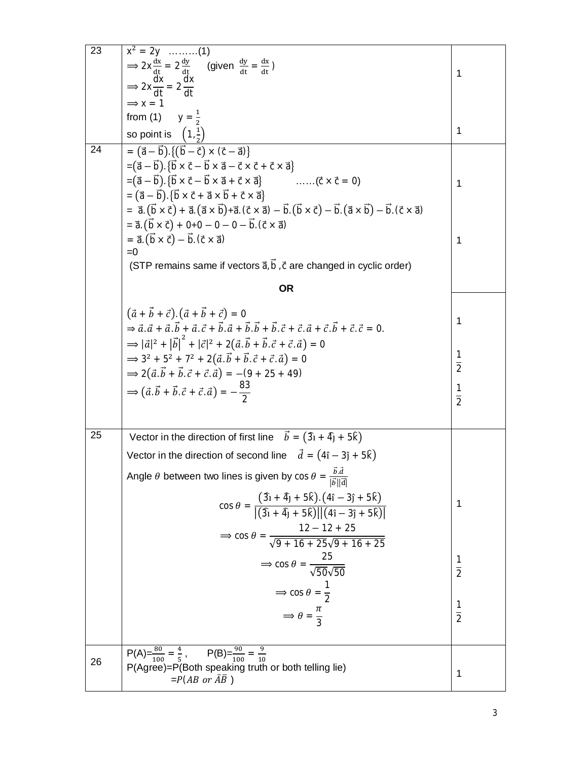| | | |
|---|---|---|
| 23 | $x^2 = 2y$ ………(1)<br>$\Rightarrow 2x\frac{dx}{dt} = 2\frac{dy}{dt}$ (given $\frac{dy}{dt} = \frac{dx}{dt}$)<br>$\Rightarrow 2x\frac{dx}{dt} = 2\frac{dx}{dt}$<br>$\Rightarrow x = 1$<br>from (1) $y = \frac{1}{2}$<br>so point is $\left(1, \frac{1}{2}\right)$ | 1<br><br><br><br>1 |
| 24 | $= (\vec{a} - \vec{b}).\{(\vec{b} - \vec{c}) \times (\vec{c} - \vec{a})\}$<br>$= (\vec{a} - \vec{b}).\{\vec{b} \times \vec{c} - \vec{b} \times \vec{a} - \vec{c} \times \vec{c} + \vec{c} \times \vec{a}\}$<br>$= (\vec{a} - \vec{b}).\{\vec{b} \times \vec{c} - \vec{b} \times \vec{a} + \vec{c} \times \vec{a}\}$ ……($\vec{c} \times \vec{c} = 0$)<br>$= (\vec{a} - \vec{b}).\{\vec{b} \times \vec{c} + \vec{a} \times \vec{b} + \vec{c} \times \vec{a}\}$<br>$= \vec{a}.(\vec{b} \times \vec{c}) + \vec{a}.(\vec{a} \times \vec{b}) + \vec{a}.(\vec{c} \times \vec{a}) - \vec{b}.(\vec{b} \times \vec{c}) - \vec{b}.(\vec{a} \times \vec{b}) - \vec{b}.(\vec{c} \times \vec{a})$<br>$= \vec{a}.(\vec{b} \times \vec{c}) + 0 + 0 - 0 - 0 - \vec{b}.(\vec{c} \times \vec{a})$<br>$= \vec{a}.(\vec{b} \times \vec{c}) - \vec{b}.(\vec{c} \times \vec{a})$<br>$= 0$<br>(STP remains same if vectors $\vec{a}, \vec{b}, \vec{c}$ are changed in cyclic order)<br><br>**OR**<br><br>$(\vec{a} + \vec{b} + \vec{c}).(\vec{a} + \vec{b} + \vec{c}) = 0$<br>$\Rightarrow \vec{a}.\vec{a} + \vec{a}.\vec{b} + \vec{a}.\vec{c} + \vec{b}.\vec{a} + \vec{b}.\vec{b} + \vec{b}.\vec{c} + \vec{c}.\vec{a} + \vec{c}.\vec{b} + \vec{c}.\vec{c} = 0.$<br>$\Rightarrow \|\vec{a}\|^2 + \|\vec{b}\|^2 + \|\vec{c}\|^2 + 2(\vec{a}.\vec{b} + \vec{b}.\vec{c} + \vec{c}.\vec{a}) = 0$<br>$\Rightarrow 3^2 + 5^2 + 7^2 + 2(\vec{a}.\vec{b} + \vec{b}.\vec{c} + \vec{c}.\vec{a}) = 0$<br>$\Rightarrow 2(\vec{a}.\vec{b} + \vec{b}.\vec{c} + \vec{c}.\vec{a}) = -(9 + 25 + 49)$<br>$\Rightarrow (\vec{a}.\vec{b} + \vec{b}.\vec{c} + \vec{c}.\vec{a}) = -\frac{83}{2}$ | 1<br><br><br>1<br><br><br><br>1<br><br>$\frac{1}{2}$<br><br>$\frac{1}{2}$ |
| 25 | Vector in the direction of first line $\vec{b} = (3\hat{\imath} + 4\hat{\jmath} + 5\hat{k})$<br>Vector in the direction of second line $\vec{d} = (4\hat{\imath} - 3\hat{\jmath} + 5\hat{k})$<br>Angle $\theta$ between two lines is given by $\cos\theta = \frac{\vec{b}.\vec{d}}{\|\vec{b}\|\|\vec{d}\|}$<br>$\cos\theta = \frac{(3\hat{\imath} + 4\hat{\jmath} + 5\hat{k}).(4\hat{\imath} - 3\hat{\jmath} + 5\hat{k})}{\|(3\hat{\imath} + 4\hat{\jmath} + 5\hat{k})\|\|(4\hat{\imath} - 3\hat{\jmath} + 5\hat{k})\|}$<br>$\Rightarrow \cos\theta = \frac{12 - 12 + 25}{\sqrt{9 + 16 + 25}\sqrt{9 + 16 + 25}}$<br>$\Rightarrow \cos\theta = \frac{25}{\sqrt{50}\sqrt{50}}$<br>$\Rightarrow \cos\theta = \frac{1}{2}$<br>$\Rightarrow \theta = \frac{\pi}{3}$ | 1<br><br><br>$\frac{1}{2}$<br><br>$\frac{1}{2}$ |
| 26 | $P(A) = \frac{80}{100} = \frac{4}{5}$, $P(B) = \frac{90}{100} = \frac{9}{10}$<br>P(Agree)=P(Both speaking truth or both telling lie)<br>$= P(AB \text{ or } \bar{A}\bar{B})$ | 1 |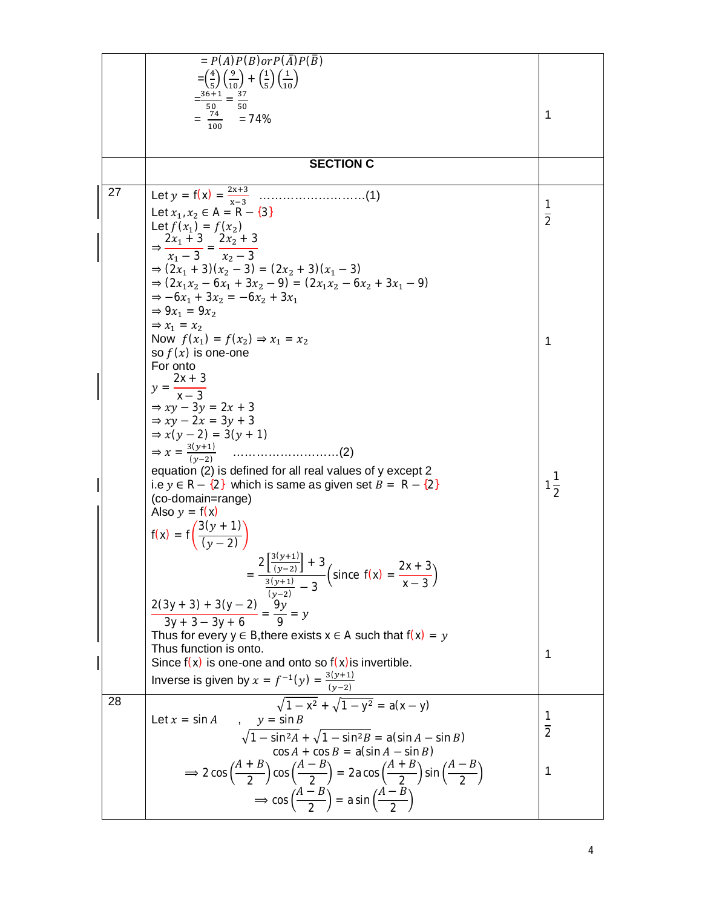| | | |
|---|---|---|
| | $= P(A)P(B) or P(\bar{A})P(\bar{B})$<br>$=\left(\frac{4}{5}\right)\left(\frac{9}{10}\right) + \left(\frac{1}{5}\right)\left(\frac{1}{10}\right)$<br>$=\frac{36+1}{50} = \frac{37}{50}$<br>$= \frac{74}{100}$ $= 74\%$ | 1 |
| | **SECTION C** | |
| 27 | Let $y = f(x) = \frac{2x+3}{x-3}$ ……………………….(1)<br>Let $x_1, x_2 \in A = R - \{3\}$<br>Let $f(x_1) = f(x_2)$<br>$\Rightarrow \frac{2x_1+3}{x_1-3} = \frac{2x_2+3}{x_2-3}$<br>$\Rightarrow (2x_1+3)(x_2-3) = (2x_2+3)(x_1-3)$<br>$\Rightarrow (2x_1x_2 - 6x_1 + 3x_2 - 9) = (2x_1x_2 - 6x_2 + 3x_1 - 9)$<br>$\Rightarrow -6x_1 + 3x_2 = -6x_2 + 3x_1$<br>$\Rightarrow 9x_1 = 9x_2$<br>$\Rightarrow x_1 = x_2$<br>Now $f(x_1) = f(x_2) \Rightarrow x_1 = x_2$<br>so $f(x)$ is one-one<br>For onto<br>$y = \frac{2x+3}{x-3}$<br>$\Rightarrow xy - 3y = 2x + 3$<br>$\Rightarrow xy - 2x = 3y + 3$<br>$\Rightarrow x(y-2) = 3(y+1)$<br>$\Rightarrow x = \frac{3(y+1)}{(y-2)}$ ……………………….(2)<br>equation (2) is defined for all real values of y except 2<br>i.e $y \in R - \{2\}$ which is same as given set $B = R - \{2\}$<br>(co-domain=range)<br>Also $y = f(x)$<br>$f(x) = f\left(\frac{3(y+1)}{(y-2)}\right)$<br>$= \frac{2\left[\frac{3(y+1)}{(y-2)}\right]+3}{\frac{3(y+1)}{(y-2)}-3}\left(\text{since } f(x) = \frac{2x+3}{x-3}\right)$<br>$\frac{2(3y+3)+3(y-2)}{3y+3-3y+6} = \frac{9y}{9} = y$<br>Thus for every $y \in B$,there exists $x \in A$ such that $f(x) = y$<br>Thus function is onto.<br>Since $f(x)$ is one-one and onto so $f(x)$is invertible.<br>Inverse is given by $x = f^{-1}(y) = \frac{3(y+1)}{(y-2)}$ | $\frac{1}{2}$<br><br>1<br><br>$1\frac{1}{2}$<br><br>1 |
| 28 | $\sqrt{1-x^2} + \sqrt{1-y^2} = a(x-y)$<br>Let $x = \sin A$ , $y = \sin B$<br>$\sqrt{1-\sin^2 A} + \sqrt{1-\sin^2 B} = a(\sin A - \sin B)$<br>$\cos A + \cos B = a(\sin A - \sin B)$<br>$\Longrightarrow 2\cos\left(\frac{A+B}{2}\right)\cos\left(\frac{A-B}{2}\right) = 2a\cos\left(\frac{A+B}{2}\right)\sin\left(\frac{A-B}{2}\right)$<br>$\Longrightarrow \cos\left(\frac{A-B}{2}\right) = a\sin\left(\frac{A-B}{2}\right)$ | $\frac{1}{2}$<br><br>1 |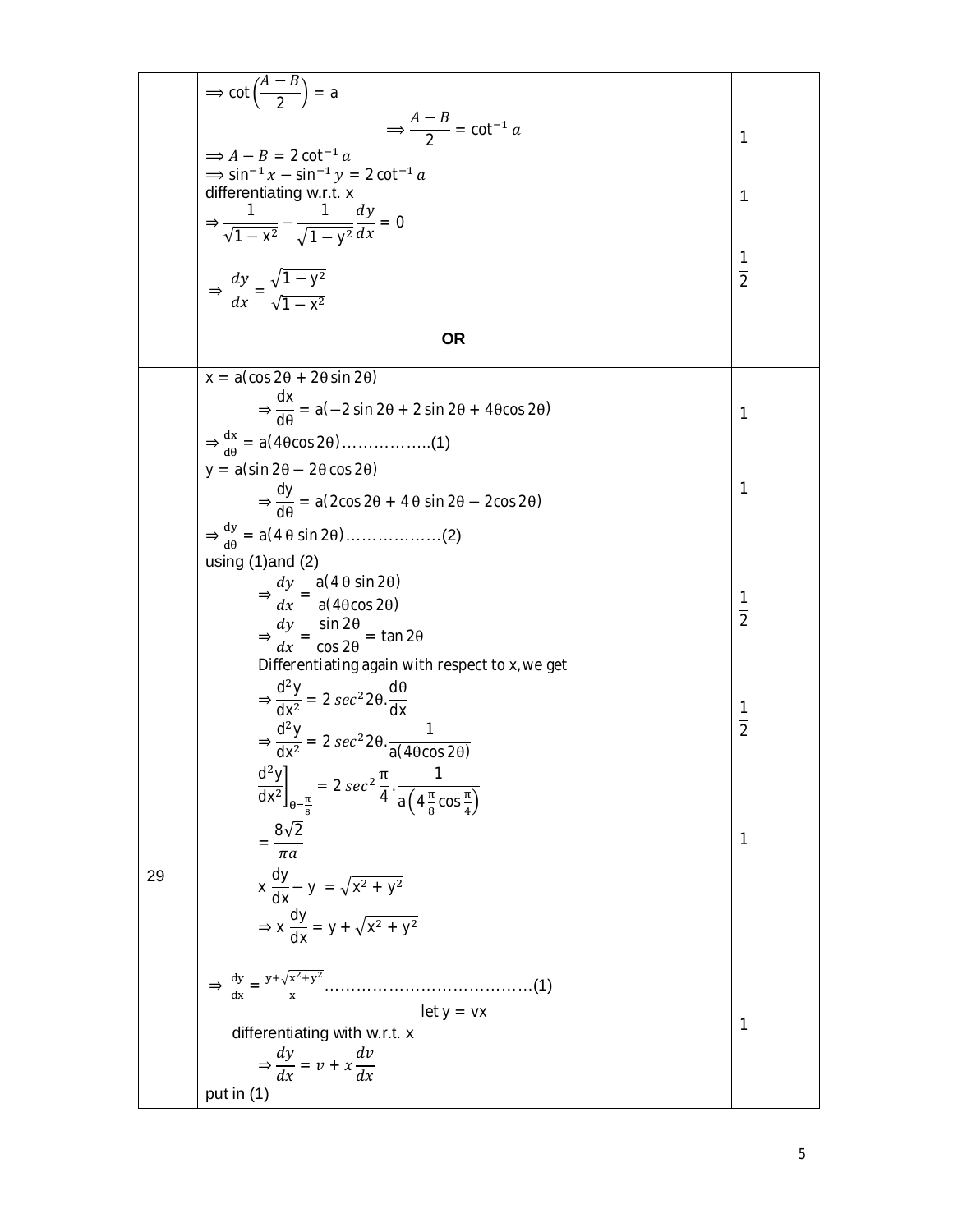| | | |
|---|---|---|
| | $\Longrightarrow \cot\left(\frac{A-B}{2}\right) = a$ <br> $\Longrightarrow \frac{A-B}{2} = \cot^{-1} a$ <br> $\Longrightarrow A - B = 2\cot^{-1} a$ <br> $\Longrightarrow \sin^{-1} x - \sin^{-1} y = 2\cot^{-1} a$ <br> differentiating w.r.t. x <br> $\Rightarrow \frac{1}{\sqrt{1-x^2}} - \frac{1}{\sqrt{1-y^2}}\frac{dy}{dx} = 0$ <br> $\Rightarrow \frac{dy}{dx} = \frac{\sqrt{1-y^2}}{\sqrt{1-x^2}}$ <br> **OR** | 1 <br> 1 <br> $\frac{1}{2}$ |
| | $x = a(\cos 2\theta + 2\theta \sin 2\theta)$ <br> $\Rightarrow \frac{dx}{d\theta} = a(-2\sin 2\theta + 2\sin 2\theta + 4\theta\cos 2\theta)$ <br> $\Rightarrow \frac{dx}{d\theta} = a(4\theta\cos 2\theta)$……………..(1) <br> $y = a(\sin 2\theta - 2\theta\cos 2\theta)$ <br> $\Rightarrow \frac{dy}{d\theta} = a(2\cos 2\theta + 4\,\theta\sin 2\theta - 2\cos 2\theta)$ <br> $\Rightarrow \frac{dy}{d\theta} = a(4\,\theta\sin 2\theta)$………………(2) <br> using (1)and (2) <br> $\Rightarrow \frac{dy}{dx} = \frac{a(4\,\theta\sin 2\theta)}{a(4\theta\cos 2\theta)}$ <br> $\Rightarrow \frac{dy}{dx} = \frac{\sin 2\theta}{\cos 2\theta} = \tan 2\theta$ <br> Differentiating again with respect to x, we get <br> $\Rightarrow \frac{d^2y}{dx^2} = 2\sec^2 2\theta.\frac{d\theta}{dx}$ <br> $\Rightarrow \frac{d^2y}{dx^2} = 2\sec^2 2\theta.\frac{1}{a(4\theta\cos 2\theta)}$ <br> $\left.\frac{d^2y}{dx^2}\right]_{\theta=\frac{\pi}{8}} = 2\sec^2\frac{\pi}{4}.\frac{1}{a\left(4\frac{\pi}{8}\cos\frac{\pi}{4}\right)}$ <br> $= \frac{8\sqrt{2}}{\pi a}$ | 1 <br> 1 <br> $\frac{1}{2}$ <br> $\frac{1}{2}$ <br> 1 |
| 29 | $x\frac{dy}{dx} - y = \sqrt{x^2+y^2}$ <br> $\Rightarrow x\frac{dy}{dx} = y + \sqrt{x^2+y^2}$ <br> $\Rightarrow \frac{dy}{dx} = \frac{y+\sqrt{x^2+y^2}}{x}$…………………………………(1) <br> let $y = vx$ <br> differentiating with w.r.t. x <br> $\Rightarrow \frac{dy}{dx} = v + x\frac{dv}{dx}$ <br> put in (1) | 1 |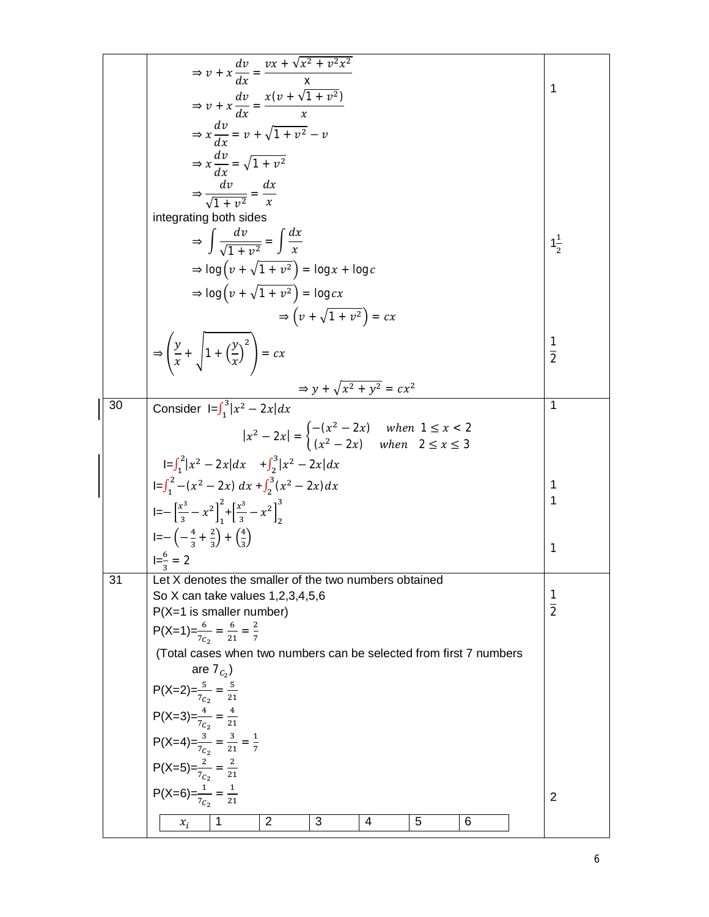| | | |
|---|---|---|
| | $\Rightarrow v + x\dfrac{dv}{dx} = \dfrac{vx + \sqrt{x^2 + v^2x^2}}{x}$<br>$\Rightarrow v + x\dfrac{dv}{dx} = \dfrac{x(v + \sqrt{1 + v^2})}{x}$<br>$\Rightarrow x\dfrac{dv}{dx} = v + \sqrt{1 + v^2} - v$<br>$\Rightarrow x\dfrac{dv}{dx} = \sqrt{1 + v^2}$<br>$\Rightarrow \dfrac{dv}{\sqrt{1 + v^2}} = \dfrac{dx}{x}$<br>integrating both sides<br>$\Rightarrow \int \dfrac{dv}{\sqrt{1 + v^2}} = \int \dfrac{dx}{x}$<br>$\Rightarrow \log\left(v + \sqrt{1 + v^2}\right) = \log x + \log c$<br>$\Rightarrow \log\left(v + \sqrt{1 + v^2}\right) = \log cx$<br>$\Rightarrow \left(v + \sqrt{1 + v^2}\right) = cx$<br>$\Rightarrow \left(\dfrac{y}{x} + \sqrt{1 + \left(\dfrac{y}{x}\right)^2}\right) = cx$<br>$\Rightarrow y + \sqrt{x^2 + y^2} = cx^2$ | 1<br><br>$1\frac{1}{2}$<br><br>$\frac{1}{2}$ |
| 30 | Consider $I=\int_1^3 \lvert x^2 - 2x \rvert dx$<br>$\lvert x^2 - 2x \rvert = \begin{cases} -(x^2 - 2x) & when\ 1 \le x < 2 \\ (x^2 - 2x) & when\ 2 \le x \le 3 \end{cases}$<br>$I=\int_1^2 \lvert x^2 - 2x \rvert dx + \int_2^3 \lvert x^2 - 2x \rvert dx$<br>$I=\int_1^2 -(x^2 - 2x)\, dx + \int_2^3 (x^2 - 2x) dx$<br>$I=-\left[\frac{x^3}{3} - x^2\right]_1^2 + \left[\frac{x^3}{3} - x^2\right]_2^3$<br>$I=-\left(-\frac{4}{3} + \frac{2}{3}\right) + \left(\frac{4}{3}\right)$<br>$I=\frac{6}{3} = 2$ | 1<br><br>1<br>1<br><br>1 |
| 31 | Let X denotes the smaller of the two numbers obtained<br>So X can take values 1,2,3,4,5,6<br>P(X=1 is smaller number)<br>$P(X=1)=\frac{6}{7_{C_2}} = \frac{6}{21} = \frac{2}{7}$<br>(Total cases when two numbers can be selected from first 7 numbers are $7_{C_2}$)<br>$P(X=2)=\frac{5}{7_{C_2}} = \frac{5}{21}$<br>$P(X=3)=\frac{4}{7_{C_2}} = \frac{4}{21}$<br>$P(X=4)=\frac{3}{7_{C_2}} = \frac{3}{21} = \frac{1}{7}$<br>$P(X=5)=\frac{2}{7_{C_2}} = \frac{2}{21}$<br>$P(X=6)=\frac{1}{7_{C_2}} = \frac{1}{21}$<br><br>\| $x_i$ \| 1 \| 2 \| 3 \| 4 \| 5 \| 6 \| | $\frac{1}{2}$<br><br>2 |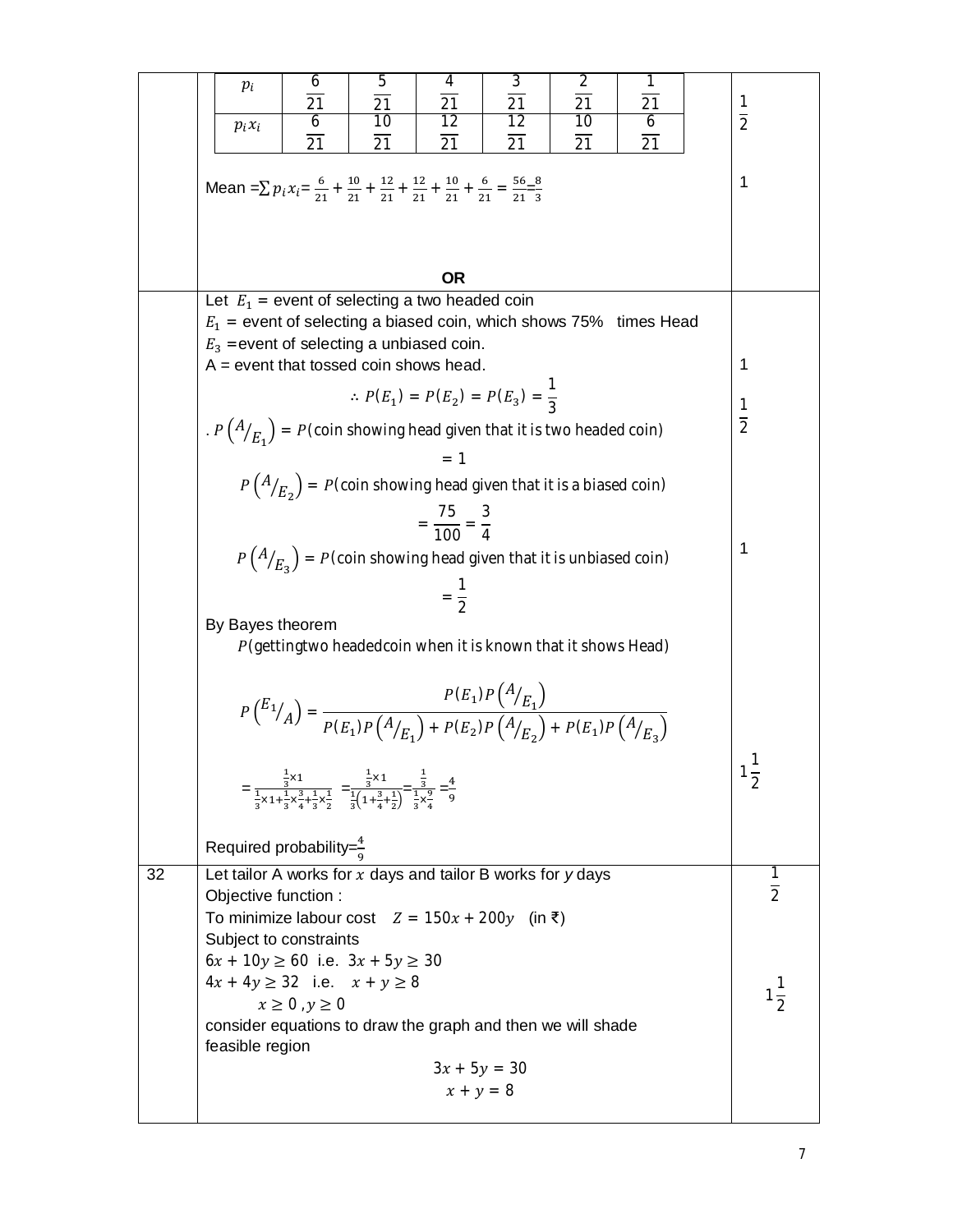| $p_i$ | $\frac{6}{21}$ | $\frac{5}{21}$ | $\frac{4}{21}$ | $\frac{3}{21}$ | $\frac{2}{21}$ | $\frac{1}{21}$ |
|---|---|---|---|---|---|---|
| $p_i x_i$ | $\frac{6}{21}$ | $\frac{10}{21}$ | $\frac{12}{21}$ | $\frac{12}{21}$ | $\frac{10}{21}$ | $\frac{6}{21}$ |

$\frac{1}{2}$

Mean $=\sum p_i x_i = \frac{6}{21} + \frac{10}{21} + \frac{12}{21} + \frac{12}{21} + \frac{10}{21} + \frac{6}{21} = \frac{56}{21} = \frac{8}{3}$ — 1

**OR**

Let $E_1$ = event of selecting a two headed coin

$E_1$ = event of selecting a biased coin, which shows 75% times Head

$E_3$ = event of selecting a unbiased coin.

A = event that tossed coin shows head. — 1

$$\therefore P(E_1) = P(E_2) = P(E_3) = \frac{1}{3}$$

$\frac{1}{2}$

. $P\left(A/_{E_1}\right) = P(\text{coin showing head given that it is two headed coin})$

$$= 1$$

$P\left(A/_{E_2}\right) = P(\text{coin showing head given that it is a biased coin})$

$$= \frac{75}{100} = \frac{3}{4}$$

$P\left(A/_{E_3}\right) = P(\text{coin showing head given that it is unbiased coin})$ — 1

$$= \frac{1}{2}$$

By Bayes theorem

$P(\text{gettingtwo headedcoin when it is known that it shows Head})$

$$P\left(E_1/_A\right) = \frac{P(E_1)P\left(A/_{E_1}\right)}{P(E_1)P\left(A/_{E_1}\right) + P(E_2)P\left(A/_{E_2}\right) + P(E_1)P\left(A/_{E_3}\right)}$$

$$= \frac{\frac{1}{3}\times 1}{\frac{1}{3}\times 1 + \frac{1}{3}\times\frac{3}{4} + \frac{1}{3}\times\frac{1}{2}} = \frac{\frac{1}{3}\times 1}{\frac{1}{3}\left(1+\frac{3}{4}+\frac{1}{2}\right)} = \frac{\frac{1}{3}}{\frac{1}{3}\times\frac{9}{4}} = \frac{4}{9}$$

$1\frac{1}{2}$

Required probability$=\frac{4}{9}$

**32**

Let tailor A works for $x$ days and tailor B works for $y$ days — $\frac{1}{2}$

Objective function :

To minimize labour cost $Z = 150x + 200y$ (in ₹)

Subject to constraints

$6x + 10y \geq 60$ i.e. $3x + 5y \geq 30$

$4x + 4y \geq 32$ i.e. $x + y \geq 8$ — $1\frac{1}{2}$

$x \geq 0, y \geq 0$

consider equations to draw the graph and then we will shade feasible region

$$3x + 5y = 30$$
$$x + y = 8$$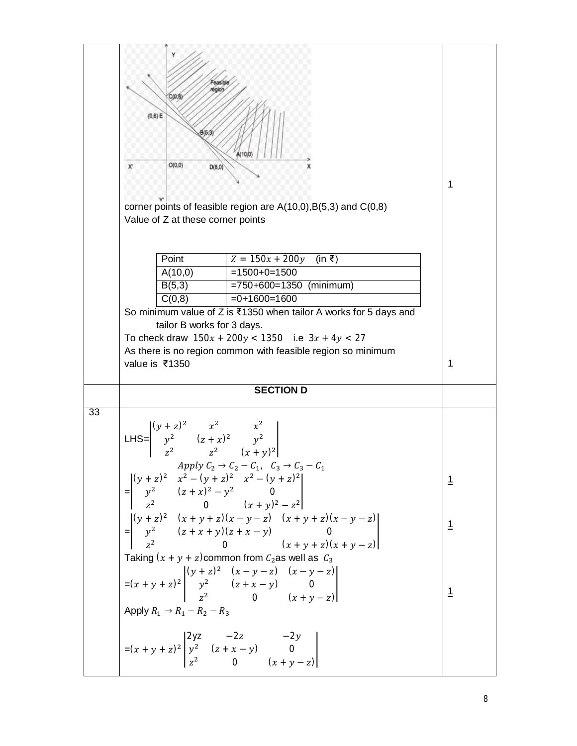corner points of feasible region are A(10,0),B(5,3) and C(0,8)

Value of Z at these corner points

| Point | $Z = 150x + 200y$ (in ₹) |
|---|---|
| A(10,0) | =1500+0=1500 |
| B(5,3) | =750+600=1350 (minimum) |
| C(0,8) | =0+1600=1600 |

So minimum value of Z is ₹1350 when tailor A works for 5 days and tailor B works for 3 days.

To check draw $150x + 200y < 1350$ i.e $3x + 4y < 27$

As there is no region common with feasible region so minimum value is ₹1350

1

1

## SECTION D

**33**

$$\text{LHS}=\begin{vmatrix} (y+z)^2 & x^2 & x^2 \\ y^2 & (z+x)^2 & y^2 \\ z^2 & z^2 & (x+y)^2 \end{vmatrix}$$

$$Apply\ C_2 \to C_2 - C_1,\quad C_3 \to C_3 - C_1$$

$$=\begin{vmatrix} (y+z)^2 & x^2-(y+z)^2 & x^2-(y+z)^2 \\ y^2 & (z+x)^2-y^2 & 0 \\ z^2 & 0 & (x+y)^2-z^2 \end{vmatrix}$$

1

$$=\begin{vmatrix} (y+z)^2 & (x+y+z)(x-y-z) & (x+y+z)(x-y-z) \\ y^2 & (z+x+y)(z+x-y) & 0 \\ z^2 & 0 & (x+y+z)(x+y-z) \end{vmatrix}$$

1

Taking $(x+y+z)$ common from $C_2$ as well as $C_3$

$$=(x+y+z)^2\begin{vmatrix} (y+z)^2 & (x-y-z) & (x-y-z) \\ y^2 & (z+x-y) & 0 \\ z^2 & 0 & (x+y-z) \end{vmatrix}$$

1

Apply $R_1 \to R_1 - R_2 - R_3$

$$=(x+y+z)^2\begin{vmatrix} 2yz & -2z & -2y \\ y^2 & (z+x-y) & 0 \\ z^2 & 0 & (x+y-z) \end{vmatrix}$$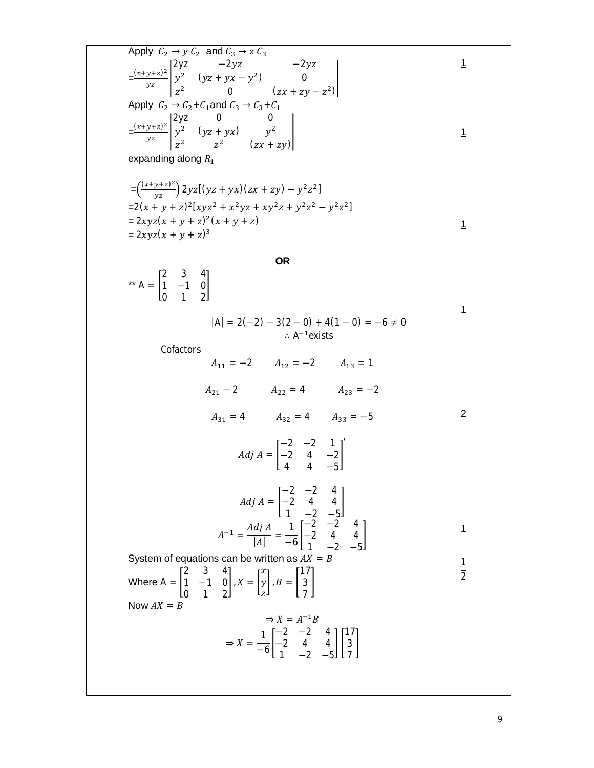Apply $C_2 \to y\,C_2$ and $C_3 \to z\,C_3$

$$=\frac{(x+y+z)^2}{yz}\begin{vmatrix} 2yz & -2yz & -2yz \\ y^2 & (yz+yx-y^2) & 0 \\ z^2 & 0 & (zx+zy-z^2) \end{vmatrix}$$ 1

Apply $C_2 \to C_2 + C_1$ and $C_3 \to C_3 + C_1$

$$=\frac{(x+y+z)^2}{yz}\begin{vmatrix} 2yz & 0 & 0 \\ y^2 & (yz+yx) & y^2 \\ z^2 & z^2 & (zx+zy) \end{vmatrix}$$ 1

expanding along $R_1$

$$=\left(\frac{(x+y+z)^2}{yz}\right)2yz[(yz+yx)(zx+zy)-y^2z^2]$$

$=2(x+y+z)^2[xyz^2+x^2yz+xy^2z+y^2z^2-y^2z^2]$

$=2xyz(x+y+z)^2(x+y+z)$ 1

$=2xyz(x+y+z)^3$

**OR**

** $A = \begin{bmatrix} 2 & 3 & 4 \\ 1 & -1 & 0 \\ 0 & 1 & 2 \end{bmatrix}$

$$|A| = 2(-2) - 3(2-0) + 4(1-0) = -6 \neq 0$$ 1

$$\therefore A^{-1} \text{exists}$$

Cofactors

$A_{11} = -2 \qquad A_{12} = -2 \qquad A_{13} = 1$

$A_{21} - 2 \qquad A_{22} = 4 \qquad A_{23} = -2$

$A_{31} = 4 \qquad A_{32} = 4 \qquad A_{33} = -5$ 2

$$Adj\ A = \begin{bmatrix} -2 & -2 & 1 \\ -2 & 4 & -2 \\ 4 & 4 & -5 \end{bmatrix}'$$

$$Adj\ A = \begin{bmatrix} -2 & -2 & 4 \\ -2 & 4 & 4 \\ 1 & -2 & -5 \end{bmatrix}$$

$$A^{-1} = \frac{Adj\ A}{|A|} = \frac{1}{-6}\begin{bmatrix} -2 & -2 & 4 \\ -2 & 4 & 4 \\ 1 & -2 & -5 \end{bmatrix}$$ 1

System of equations can be written as $AX = B$

Where $A = \begin{bmatrix} 2 & 3 & 4 \\ 1 & -1 & 0 \\ 0 & 1 & 2 \end{bmatrix}, X = \begin{bmatrix} x \\ y \\ z \end{bmatrix}, B = \begin{bmatrix} 17 \\ 3 \\ 7 \end{bmatrix}$ $\frac{1}{2}$

Now $AX = B$

$$\Rightarrow X = A^{-1}B$$

$$\Rightarrow X = \frac{1}{-6}\begin{bmatrix} -2 & -2 & 4 \\ -2 & 4 & 4 \\ 1 & -2 & -5 \end{bmatrix}\begin{bmatrix} 17 \\ 3 \\ 7 \end{bmatrix}$$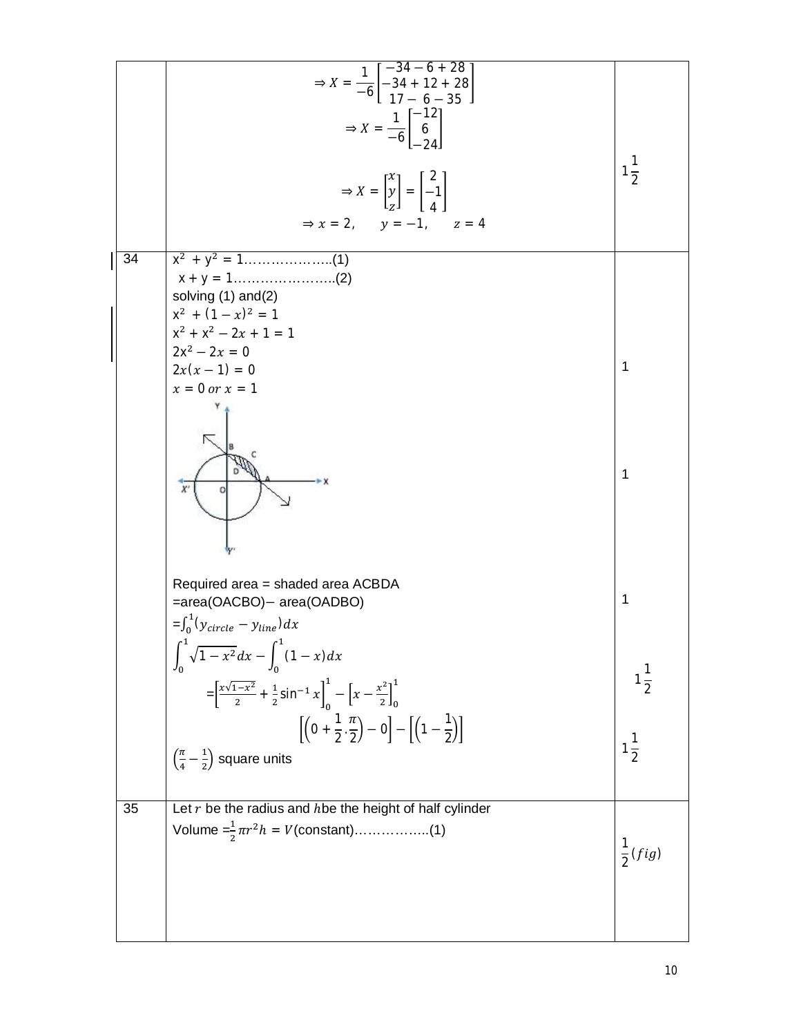| | | |
|---|---|---|
| | $\Rightarrow X = \frac{1}{-6}\begin{bmatrix} -34-6+28 \\ -34+12+28 \\ 17-\ 6-35 \end{bmatrix}$ <br> $\Rightarrow X = \frac{1}{-6}\begin{bmatrix} -12 \\ 6 \\ -24 \end{bmatrix}$ <br> $\Rightarrow X = \begin{bmatrix} x \\ y \\ z \end{bmatrix} = \begin{bmatrix} 2 \\ -1 \\ 4 \end{bmatrix}$ <br> $\Rightarrow x = 2, \quad y = -1, \quad z = 4$ | $1\frac{1}{2}$ |
| 34 | $x^2 + y^2 = 1$………………..(1) <br> $x + y = 1$…………………..(2) <br> solving (1) and(2) <br> $x^2 + (1-x)^2 = 1$ <br> $x^2 + x^2 - 2x + 1 = 1$ <br> $2x^2 - 2x = 0$ <br> $2x(x-1) = 0$ <br> $x = 0$ *or* $x = 1$ | 1 |
| | [figure] | 1 |
| | Required area = shaded area ACBDA <br> =area(OACBO)− area(OADBO) <br> $= \int_0^1 (y_{circle} - y_{line})dx$ | 1 |
| | $\int_0^1 \sqrt{1-x^2}dx - \int_0^1 (1-x)dx$ <br> $= \left[\frac{x\sqrt{1-x^2}}{2} + \frac{1}{2}\sin^{-1}x\right]_0^1 - \left[x - \frac{x^2}{2}\right]_0^1$ | $1\frac{1}{2}$ |
| | $\left[\left(0 + \frac{1}{2}.\frac{\pi}{2}\right) - 0\right] - \left[\left(1 - \frac{1}{2}\right)\right]$ <br> $\left(\frac{\pi}{4} - \frac{1}{2}\right)$ square units | $1\frac{1}{2}$ |
| 35 | Let $r$ be the radius and $h$be the height of half cylinder <br> Volume $= \frac{1}{2}\pi r^2 h = V$(constant)……………..(1) | $\frac{1}{2}(fig)$ |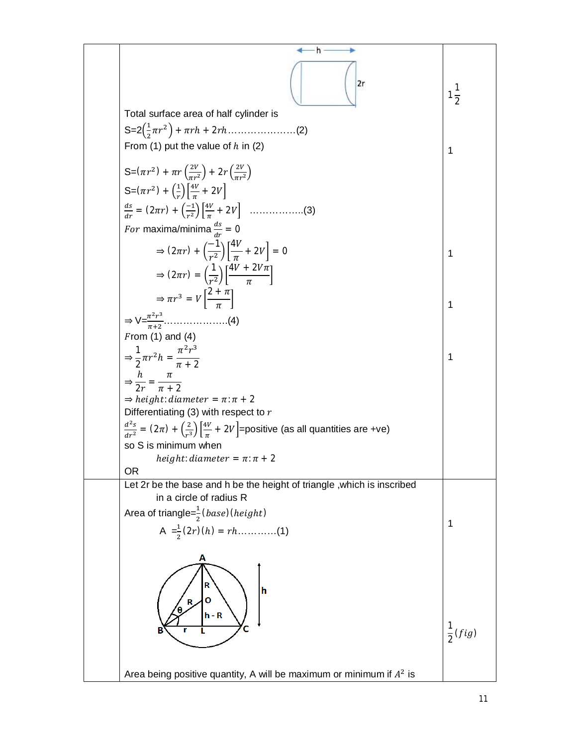| | | |
|---|---|---|
| | Total surface area of half cylinder is<br>S=$2\left(\frac{1}{2}\pi r^2\right) + \pi rh + 2rh$…………………(2)<br>From (1) put the value of $h$ in (2)<br>S=$(\pi r^2) + \pi r\left(\frac{2V}{\pi r^2}\right) + 2r\left(\frac{2V}{\pi r^2}\right)$<br>S=$(\pi r^2) + \left(\frac{1}{r}\right)\left[\frac{4V}{\pi} + 2V\right]$<br>$\frac{ds}{dr} = (2\pi r) + \left(\frac{-1}{r^2}\right)\left[\frac{4V}{\pi} + 2V\right]$ ……………..(3)<br>$For$ maxima/minima $\frac{ds}{dr} = 0$<br>$\Rightarrow (2\pi r) + \left(\frac{-1}{r^2}\right)\left[\frac{4V}{\pi} + 2V\right] = 0$<br>$\Rightarrow (2\pi r) = \left(\frac{1}{r^2}\right)\left[\frac{4V + 2V\pi}{\pi}\right]$<br>$\Rightarrow \pi r^3 = V\left[\frac{2+\pi}{\pi}\right]$<br>$\Rightarrow$ V=$\frac{\pi^2 r^3}{\pi+2}$………………..(4)<br>$F$rom (1) and (4)<br>$\Rightarrow \frac{1}{2}\pi r^2 h = \frac{\pi^2 r^3}{\pi + 2}$<br>$\Rightarrow \frac{h}{2r} = \frac{\pi}{\pi + 2}$<br>$\Rightarrow height{:}diameter = \pi{:}\pi + 2$<br>Differentiating (3) with respect to $r$<br>$\frac{d^2s}{dr^2} = (2\pi) + \left(\frac{2}{r^3}\right)\left[\frac{4V}{\pi} + 2V\right]$=positive (as all quantities are +ve)<br>so S is minimum when<br>$height{:}diameter = \pi{:}\pi + 2$<br>OR | $1\frac{1}{2}$<br>1<br>1<br>1<br>1 |
| | Let 2r be the base and h be the height of triangle ,which is inscribed in a circle of radius R<br>Area of triangle=$\frac{1}{2}(base)(height)$<br>A $=\frac{1}{2}(2r)(h) = rh$…………(1)<br>Area being positive quantity, A will be maximum or minimum if $A^2$ is | 1<br>$\frac{1}{2}(fig)$ |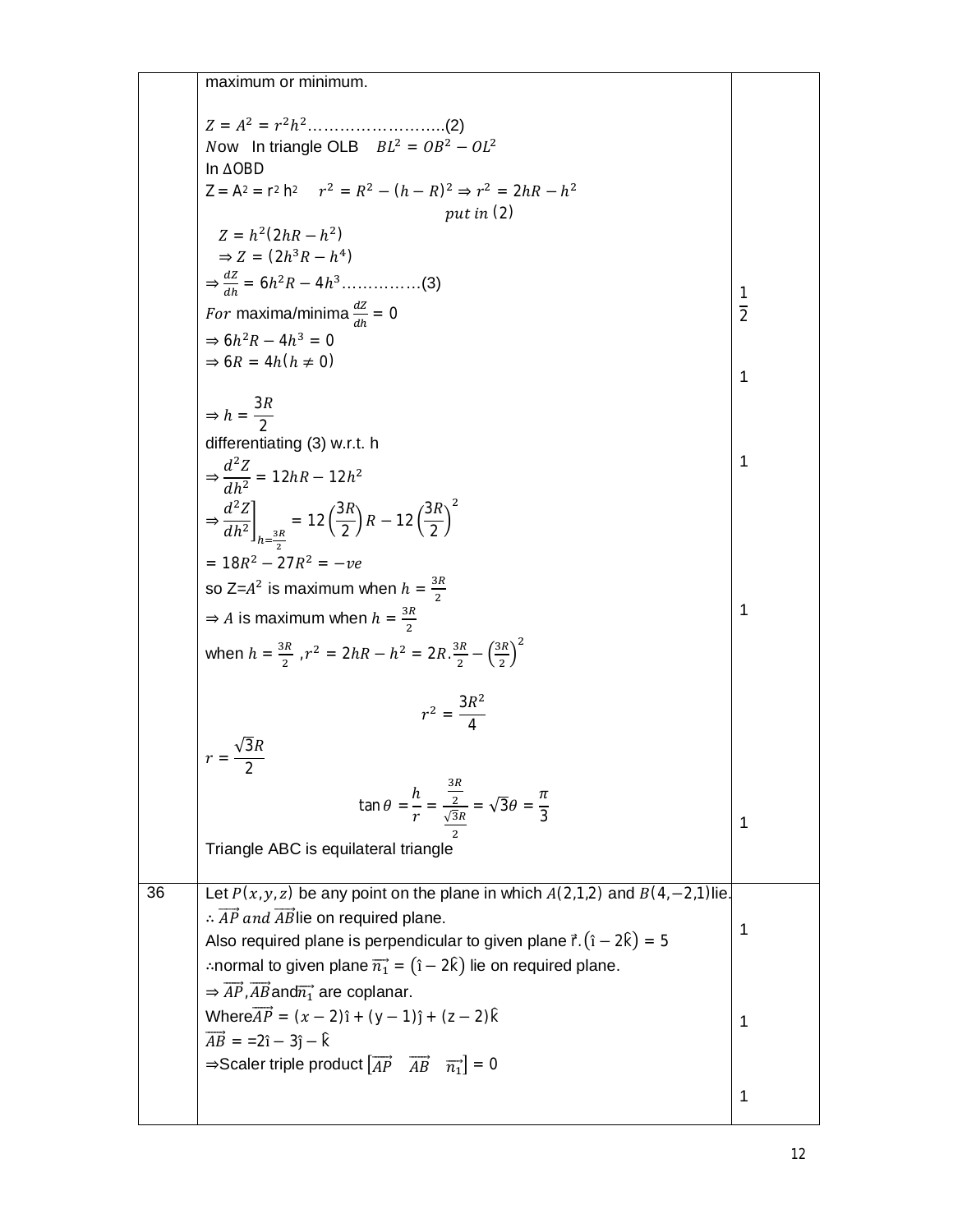| | | |
|---|---|---|
| | maximum or minimum.<br><br>$Z = A^2 = r^2h^2$……………………..(2)<br>$N$ow In triangle OLB $BL^2 = OB^2 - OL^2$<br>In ΔOBD<br>Z = A2 = r2 h2 $r^2 = R^2 - (h-R)^2 \Rightarrow r^2 = 2hR - h^2$<br>$put\ in\ (2)$<br>$Z = h^2(2hR - h^2)$<br>$\Rightarrow Z = (2h^3R - h^4)$<br>$\Rightarrow \frac{dZ}{dh} = 6h^2R - 4h^3$……………(3)<br>$For$ maxima/minima $\frac{dZ}{dh} = 0$<br>$\Rightarrow 6h^2R - 4h^3 = 0$<br>$\Rightarrow 6R = 4h (h \neq 0)$<br><br>$\Rightarrow h = \frac{3R}{2}$<br>differentiating (3) w.r.t. h<br>$\Rightarrow \frac{d^2Z}{dh^2} = 12hR - 12h^2$<br>$\Rightarrow \left.\frac{d^2Z}{dh^2}\right]_{h=\frac{3R}{2}} = 12\left(\frac{3R}{2}\right)R - 12\left(\frac{3R}{2}\right)^2$<br>$= 18R^2 - 27R^2 = -ve$<br>so Z=$A^2$ is maximum when $h = \frac{3R}{2}$<br>$\Rightarrow A$ is maximum when $h = \frac{3R}{2}$<br>when $h = \frac{3R}{2}$ ,$r^2 = 2hR - h^2 = 2R.\frac{3R}{2} - \left(\frac{3R}{2}\right)^2$<br><br>$r^2 = \frac{3R^2}{4}$<br><br>$r = \frac{\sqrt{3}R}{2}$<br>$\tan\theta = \frac{h}{r} = \frac{\frac{3R}{2}}{\frac{\sqrt{3}R}{2}} = \sqrt{3}\theta = \frac{\pi}{3}$<br>Triangle ABC is equilateral triangle | $\frac{1}{2}$<br><br>1<br><br>1<br><br>1<br><br>1 |
| 36 | Let $P(x, y, z)$ be any point on the plane in which $A(2,1,2)$ and $B(4,-2,1)$lie.<br>$\therefore \overrightarrow{AP}\ and\ \overrightarrow{AB}$lie on required plane.<br>Also required plane is perpendicular to given plane $\vec{r}.(\hat{\imath} - 2\hat{k}) = 5$<br>∴normal to given plane $\overrightarrow{n_1} = (\hat{\imath} - 2\hat{k})$ lie on required plane.<br>$\Rightarrow \overrightarrow{AP}, \overrightarrow{AB}$and$\overrightarrow{n_1}$ are coplanar.<br>Where$\overrightarrow{AP} = (x-2)\hat{\imath} + (y-1)\hat{\jmath} + (z-2)\hat{k}$<br>$\overrightarrow{AB}$ = =$2\hat{\imath} - 3\hat{\jmath} - \hat{k}$<br>⇒Scaler triple product $[\overrightarrow{AP}\quad \overrightarrow{AB}\quad \overrightarrow{n_1}] = 0$ | 1<br><br>1<br><br>1 |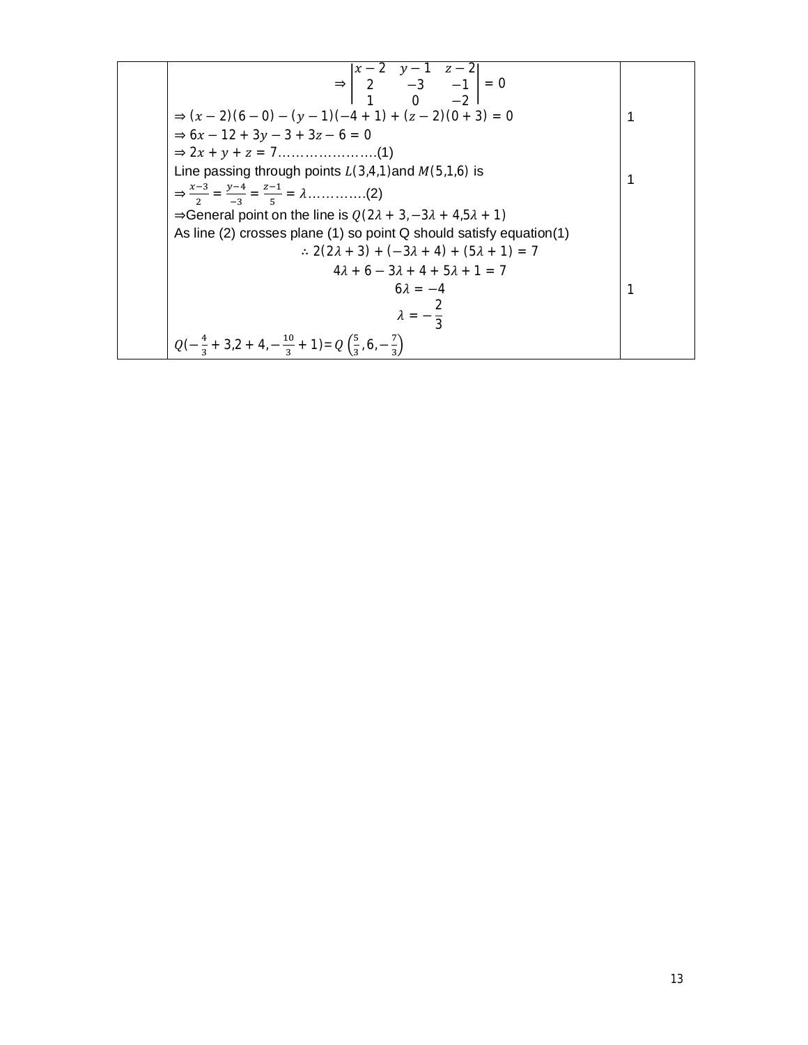| | | |
|---|---|---|
| | $$\Rightarrow \begin{vmatrix} x-2 & y-1 & z-2 \\ 2 & -3 & -1 \\ 1 & 0 & -2 \end{vmatrix} = 0$$ $\Rightarrow (x-2)(6-0)-(y-1)(-4+1)+(z-2)(0+3)=0$ <br> $\Rightarrow 6x-12+3y-3+3z-6=0$ <br> $\Rightarrow 2x+y+z=7$………………….(1) <br> Line passing through points $L(3,4,1)$and $M(5,1,6)$ is <br> $\Rightarrow \frac{x-3}{2}=\frac{y-4}{-3}=\frac{z-1}{5}=\lambda$………….(2) <br> ⇒General point on the line is $Q(2\lambda+3,-3\lambda+4,5\lambda+1)$ <br> As line (2) crosses plane (1) so point Q should satisfy equation(1) $$\therefore 2(2\lambda+3)+(-3\lambda+4)+(5\lambda+1)=7$$ $$4\lambda+6-3\lambda+4+5\lambda+1=7$$ $$6\lambda=-4$$ $$\lambda=-\frac{2}{3}$$ $Q(-\frac{4}{3}+3,2+4,-\frac{10}{3}+1)=Q\left(\frac{5}{3},6,-\frac{7}{3}\right)$ | 1 <br><br> 1 <br><br> 1 |